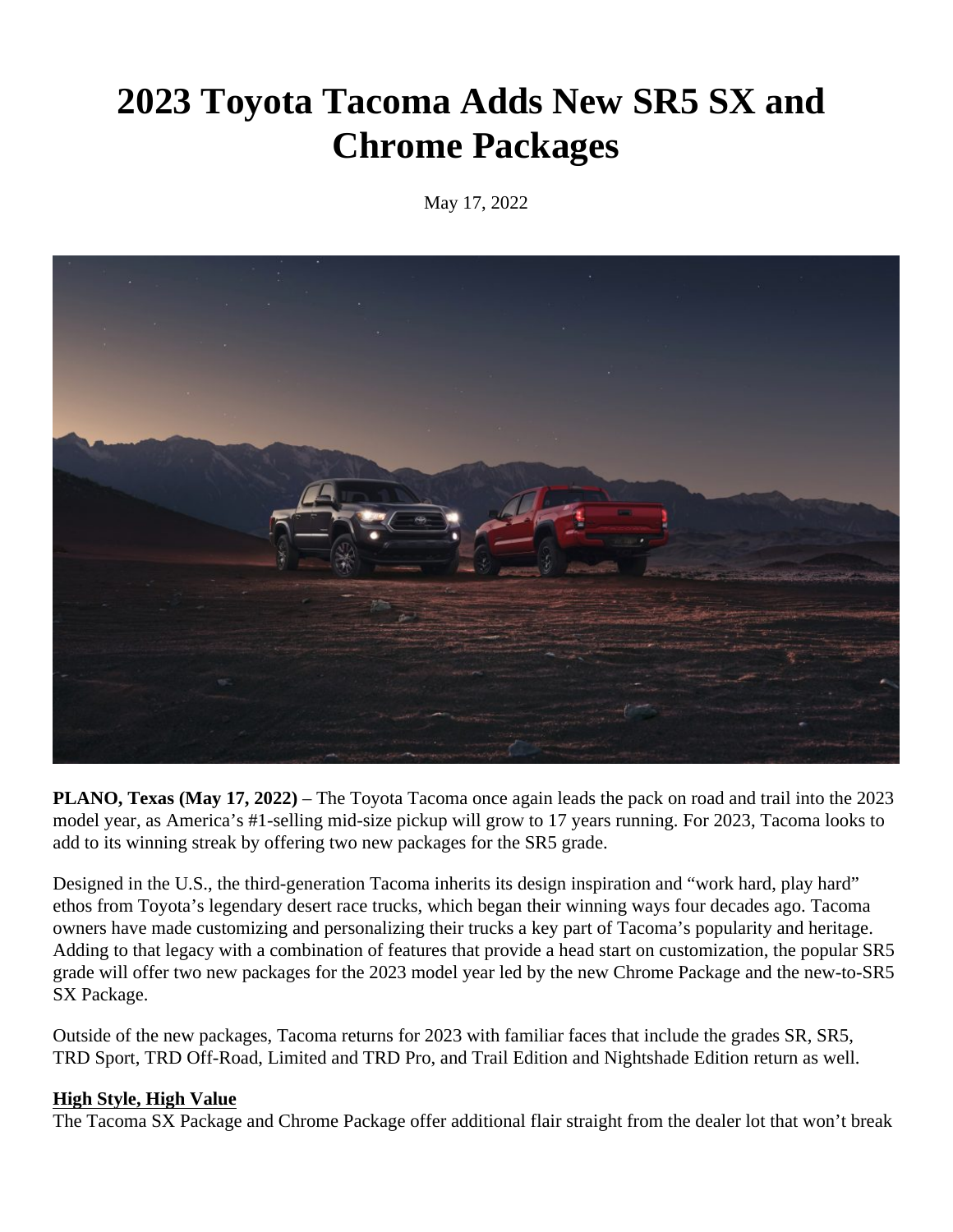# 2023 Toyota Tacoma Adds New SR5 SX and Chrome Packages

May 17, 2022

**PLANO, Texas (May 17, 2022)** – The Toyota Tacoma once again leads the pack on road and trail into the 2023 model year, as America's #1-selling mid-size pickup will grow to 17 years running. For 2023, Tacoma looks to add to its winning streak by offering two new packages for the SR5 grade.

Designed in the U.S., the third-generation Tacoma inherits its design inspiration and "work hard, play hard" ethos from Toyota's legendary desert race trucks, which began their winning ways four decades ago. Tacoma owners have made customizing and personalizing their trucks a key part of Tacoma's popularity and heritage. Adding to that legacy with a combination of features that provide a head start on customization, the popular SR5 grade will offer two new packages for the 2023 model year led by the new Chrome Package and the new-to-SR5 SX Package.

Outside of the new packages, Tacoma returns for 2023 with familiar faces that include the grades SR, SR5, TRD Sport, TRD Off-Road, Limited and TRD Pro, and Trail Edition and Nightshade Edition return as well.

## High Style, High Value

The Tacoma SX Package and Chrome Package offer additional flair straight from the dealer lot that won't break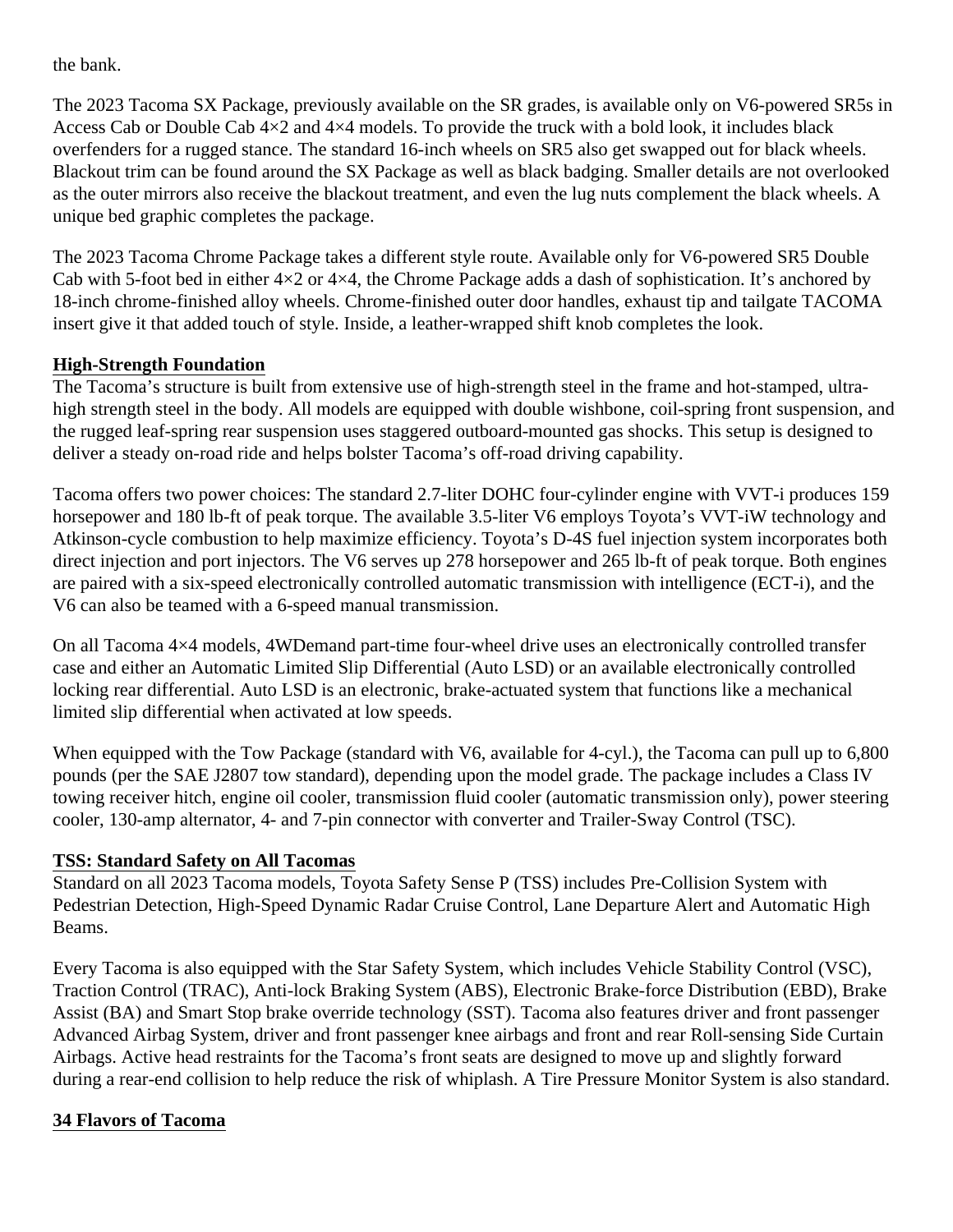the bank.

The 2023 Tacoma SX Package, previously available on the SR grades, is available only on V6-powered SR5s in Access Cab or Double Cab 4×2 and 4×4 models. To provide the truck with a bold look, it includes black overfenders for a rugged stance. The standard 16-inch wheels on SR5 also get swapped out for black wheels. Blackout trim can be found around the SX Package as well as black badging. Smaller details are not overlooked as the outer mirrors also receive the blackout treatment, and even the lug nuts complement the black wheels. A unique bed graphic completes the package.

The 2023 Tacoma Chrome Package takes a different style route. Available only for V6-powered SR5 Double Cab with 5-foot bed in either 4×2 or 4×4, the Chrome Package adds a dash of sophistication. It's anchored by 18-inch chrome-finished alloy wheels. Chrome-finished outer door handles, exhaust tip and tailgate TACOMA insert give it that added touch of style. Inside, a leather-wrapped shift knob completes the look.

**High-Strength Foundation**

The Tacoma's structure is built from extensive use of high-strength steel in the frame and hot-stamped, ultra-high strength steel in the body. All models are equipped with double wishbone, coil-spring front suspension, and the rugged leaf-spring rear suspension uses staggered outboard-mounted gas shocks. This setup is designed to deliver a steady on-road ride and helps bolster Tacoma's off-road driving capability.

Tacoma offers two power choices: The standard 2.7-liter DOHC four-cylinder engine with VVT-i produces 159 horsepower and 180 lb-ft of peak torque. The available 3.5-liter V6 employs Toyota's VVT-iW technology and Atkinson-cycle combustion to help maximize efficiency. Toyota's D-4S fuel injection system incorporates both direct injection and port injectors. The V6 serves up 278 horsepower and 265 lb-ft of peak torque. Both engines are paired with a six-speed electronically controlled automatic transmission with intelligence (ECT-i), and the V6 can also be teamed with a 6-speed manual transmission.

On all Tacoma 4×4 models, 4WDemand part-time four-wheel drive uses an electronically controlled transfer case and either an Automatic Limited Slip Differential (Auto LSD) or an available electronically controlled locking rear differential. Auto LSD is an electronic, brake-actuated system that functions like a mechanical limited slip differential when activated at low speeds.

When equipped with the Tow Package (standard with V6, available for 4-cyl.), the Tacoma can pull up to 6,800 pounds (per the SAE J2807 tow standard), depending upon the model grade. The package includes a Class IV towing receiver hitch, engine oil cooler, transmission fluid cooler (automatic transmission only), power steering cooler, 130-amp alternator, 4- and 7-pin connector with converter and Trailer-Sway Control (TSC).

**TSS: Standard Safety on All Tacomas**

Standard on all 2023 Tacoma models, Toyota Safety Sense P (TSS) includes Pre-Collision System with Pedestrian Detection, High-Speed Dynamic Radar Cruise Control, Lane Departure Alert and Automatic High Beams.

Every Tacoma is also equipped with the Star Safety System, which includes Vehicle Stability Control (VSC), Traction Control (TRAC), Anti-lock Braking System (ABS), Electronic Brake-force Distribution (EBD), Brake Assist (BA) and Smart Stop brake override technology (SST). Tacoma also features driver and front passenger Advanced Airbag System, driver and front passenger knee airbags and front and rear Roll-sensing Side Curtain Airbags. Active head restraints for the Tacoma's front seats are designed to move up and slightly forward during a rear-end collision to help reduce the risk of whiplash. A Tire Pressure Monitor System is also standard.

**34 Flavors of Tacoma**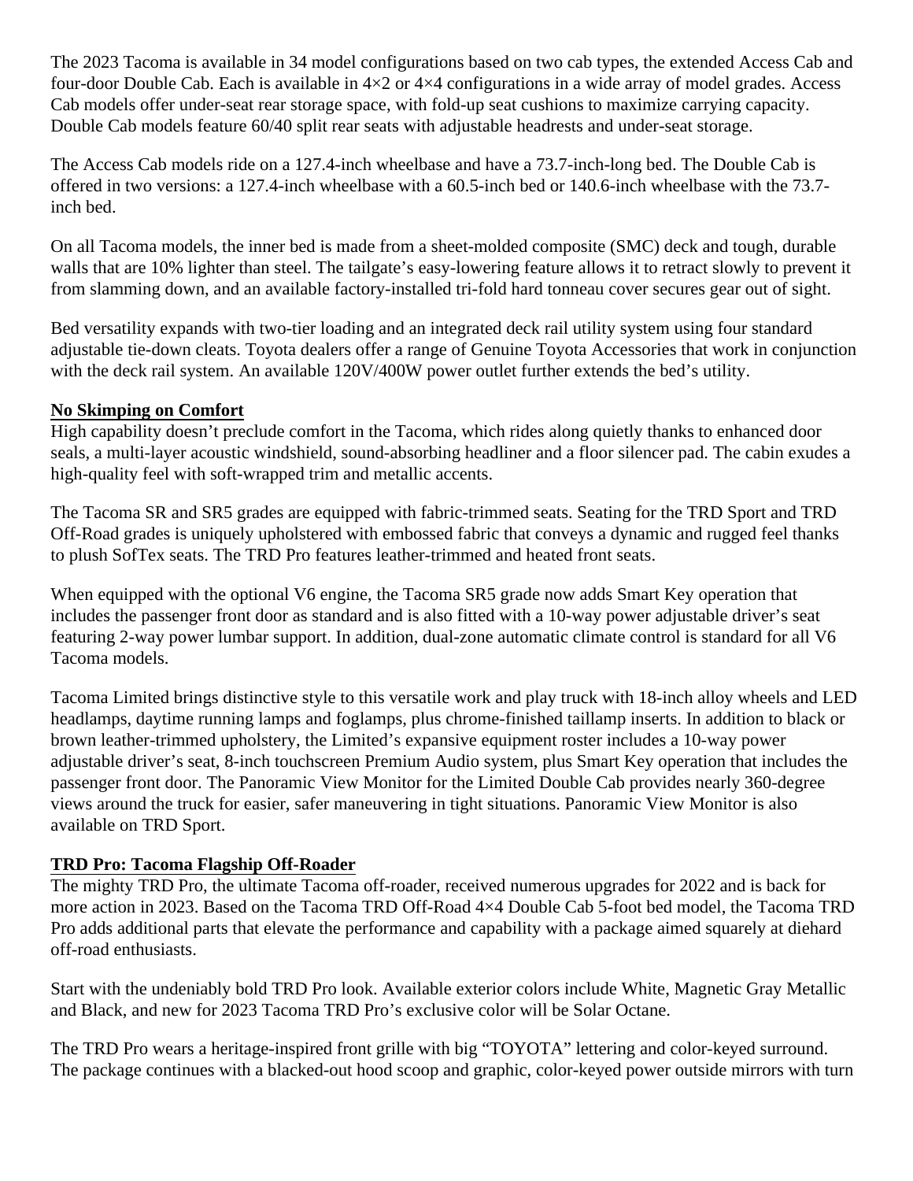The 2023 Tacoma is available in 34 model configurations based on two cab types, the extended Access Cab and four-door Double Cab. Each is available in 4×2 or 4×4 configurations in a wide array of model grades. Access Cab models offer under-seat rear storage space, with fold-up seat cushions to maximize carrying capacity. Double Cab models feature 60/40 split rear seats with adjustable headrests and under-seat storage.

The Access Cab models ride on a 127.4-inch wheelbase and have a 73.7-inch-long bed. The Double Cab is offered in two versions: a 127.4-inch wheelbase with a 60.5-inch bed or 140.6-inch wheelbase with the 73.7-inch bed.

On all Tacoma models, the inner bed is made from a sheet-molded composite (SMC) deck and tough, durable walls that are 10% lighter than steel. The tailgate's easy-lowering feature allows it to retract slowly to prevent it from slamming down, and an available factory-installed tri-fold hard tonneau cover secures gear out of sight.

Bed versatility expands with two-tier loading and an integrated deck rail utility system using four standard adjustable tie-down cleats. Toyota dealers offer a range of Genuine Toyota Accessories that work in conjunction with the deck rail system. An available 120V/400W power outlet further extends the bed's utility.

**No Skimping on Comfort**

High capability doesn't preclude comfort in the Tacoma, which rides along quietly thanks to enhanced door seals, a multi-layer acoustic windshield, sound-absorbing headliner and a floor silencer pad. The cabin exudes a high-quality feel with soft-wrapped trim and metallic accents.

The Tacoma SR and SR5 grades are equipped with fabric-trimmed seats. Seating for the TRD Sport and TRD Off-Road grades is uniquely upholstered with embossed fabric that conveys a dynamic and rugged feel thanks to plush SofTex seats. The TRD Pro features leather-trimmed and heated front seats.

When equipped with the optional V6 engine, the Tacoma SR5 grade now adds Smart Key operation that includes the passenger front door as standard and is also fitted with a 10-way power adjustable driver's seat featuring 2-way power lumbar support. In addition, dual-zone automatic climate control is standard for all V6 Tacoma models.

Tacoma Limited brings distinctive style to this versatile work and play truck with 18-inch alloy wheels and LED headlamps, daytime running lamps and foglamps, plus chrome-finished taillamp inserts. In addition to black or brown leather-trimmed upholstery, the Limited's expansive equipment roster includes a 10-way power adjustable driver's seat, 8-inch touchscreen Premium Audio system, plus Smart Key operation that includes the passenger front door. The Panoramic View Monitor for the Limited Double Cab provides nearly 360-degree views around the truck for easier, safer maneuvering in tight situations. Panoramic View Monitor is also available on TRD Sport.

**TRD Pro: Tacoma Flagship Off-Roader**

The mighty TRD Pro, the ultimate Tacoma off-roader, received numerous upgrades for 2022 and is back for more action in 2023. Based on the Tacoma TRD Off-Road 4×4 Double Cab 5-foot bed model, the Tacoma TRD Pro adds additional parts that elevate the performance and capability with a package aimed squarely at diehard off-road enthusiasts.

Start with the undeniably bold TRD Pro look. Available exterior colors include White, Magnetic Gray Metallic and Black, and new for 2023 Tacoma TRD Pro's exclusive color will be Solar Octane.

The TRD Pro wears a heritage-inspired front grille with big "TOYOTA" lettering and color-keyed surround. The package continues with a blacked-out hood scoop and graphic, color-keyed power outside mirrors with turn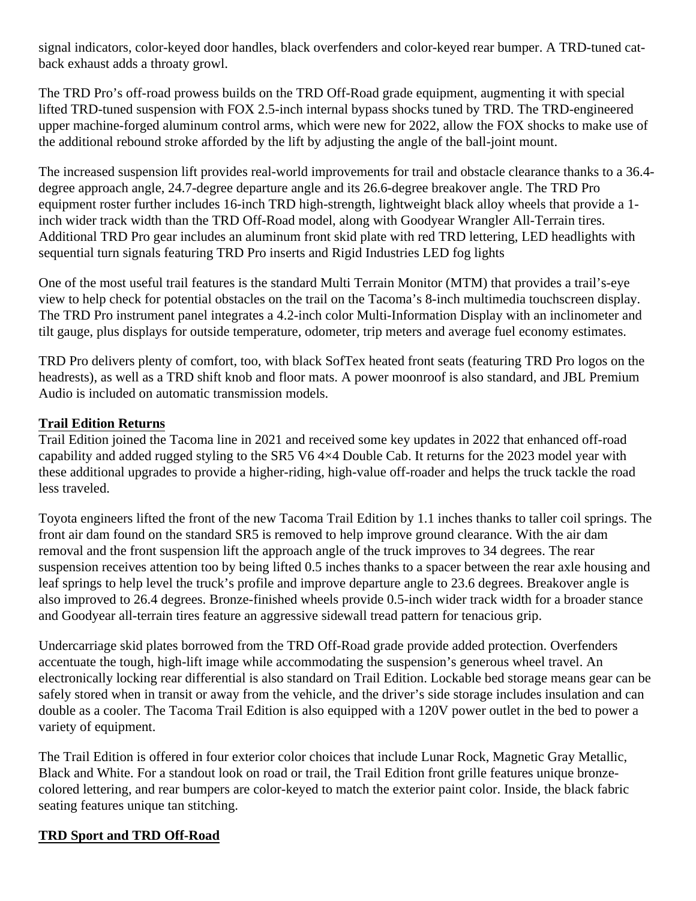signal indicators, color-keyed door handles, black overfenders and color-keyed rear bumper. A TRD-tuned cat-back exhaust adds a throaty growl.

The TRD Pro's off-road prowess builds on the TRD Off-Road grade equipment, augmenting it with special lifted TRD-tuned suspension with FOX 2.5-inch internal bypass shocks tuned by TRD. The TRD-engineered upper machine-forged aluminum control arms, which were new for 2022, allow the FOX shocks to make use of the additional rebound stroke afforded by the lift by adjusting the angle of the ball-joint mount.

The increased suspension lift provides real-world improvements for trail and obstacle clearance thanks to a 36.4-degree approach angle, 24.7-degree departure angle and its 26.6-degree breakover angle. The TRD Pro equipment roster further includes 16-inch TRD high-strength, lightweight black alloy wheels that provide a 1-inch wider track width than the TRD Off-Road model, along with Goodyear Wrangler All-Terrain tires. Additional TRD Pro gear includes an aluminum front skid plate with red TRD lettering, LED headlights with sequential turn signals featuring TRD Pro inserts and Rigid Industries LED fog lights

One of the most useful trail features is the standard Multi Terrain Monitor (MTM) that provides a trail's-eye view to help check for potential obstacles on the trail on the Tacoma's 8-inch multimedia touchscreen display. The TRD Pro instrument panel integrates a 4.2-inch color Multi-Information Display with an inclinometer and tilt gauge, plus displays for outside temperature, odometer, trip meters and average fuel economy estimates.

TRD Pro delivers plenty of comfort, too, with black SofTex heated front seats (featuring TRD Pro logos on the headrests), as well as a TRD shift knob and floor mats. A power moonroof is also standard, and JBL Premium Audio is included on automatic transmission models.

**Trail Edition Returns**

Trail Edition joined the Tacoma line in 2021 and received some key updates in 2022 that enhanced off-road capability and added rugged styling to the SR5 V6 4×4 Double Cab. It returns for the 2023 model year with these additional upgrades to provide a higher-riding, high-value off-roader and helps the truck tackle the road less traveled.

Toyota engineers lifted the front of the new Tacoma Trail Edition by 1.1 inches thanks to taller coil springs. The front air dam found on the standard SR5 is removed to help improve ground clearance. With the air dam removal and the front suspension lift the approach angle of the truck improves to 34 degrees. The rear suspension receives attention too by being lifted 0.5 inches thanks to a spacer between the rear axle housing and leaf springs to help level the truck's profile and improve departure angle to 23.6 degrees. Breakover angle is also improved to 26.4 degrees. Bronze-finished wheels provide 0.5-inch wider track width for a broader stance and Goodyear all-terrain tires feature an aggressive sidewall tread pattern for tenacious grip.

Undercarriage skid plates borrowed from the TRD Off-Road grade provide added protection. Overfenders accentuate the tough, high-lift image while accommodating the suspension's generous wheel travel. An electronically locking rear differential is also standard on Trail Edition. Lockable bed storage means gear can be safely stored when in transit or away from the vehicle, and the driver's side storage includes insulation and can double as a cooler. The Tacoma Trail Edition is also equipped with a 120V power outlet in the bed to power a variety of equipment.

The Trail Edition is offered in four exterior color choices that include Lunar Rock, Magnetic Gray Metallic, Black and White. For a standout look on road or trail, the Trail Edition front grille features unique bronze-colored lettering, and rear bumpers are color-keyed to match the exterior paint color. Inside, the black fabric seating features unique tan stitching.

**TRD Sport and TRD Off-Road**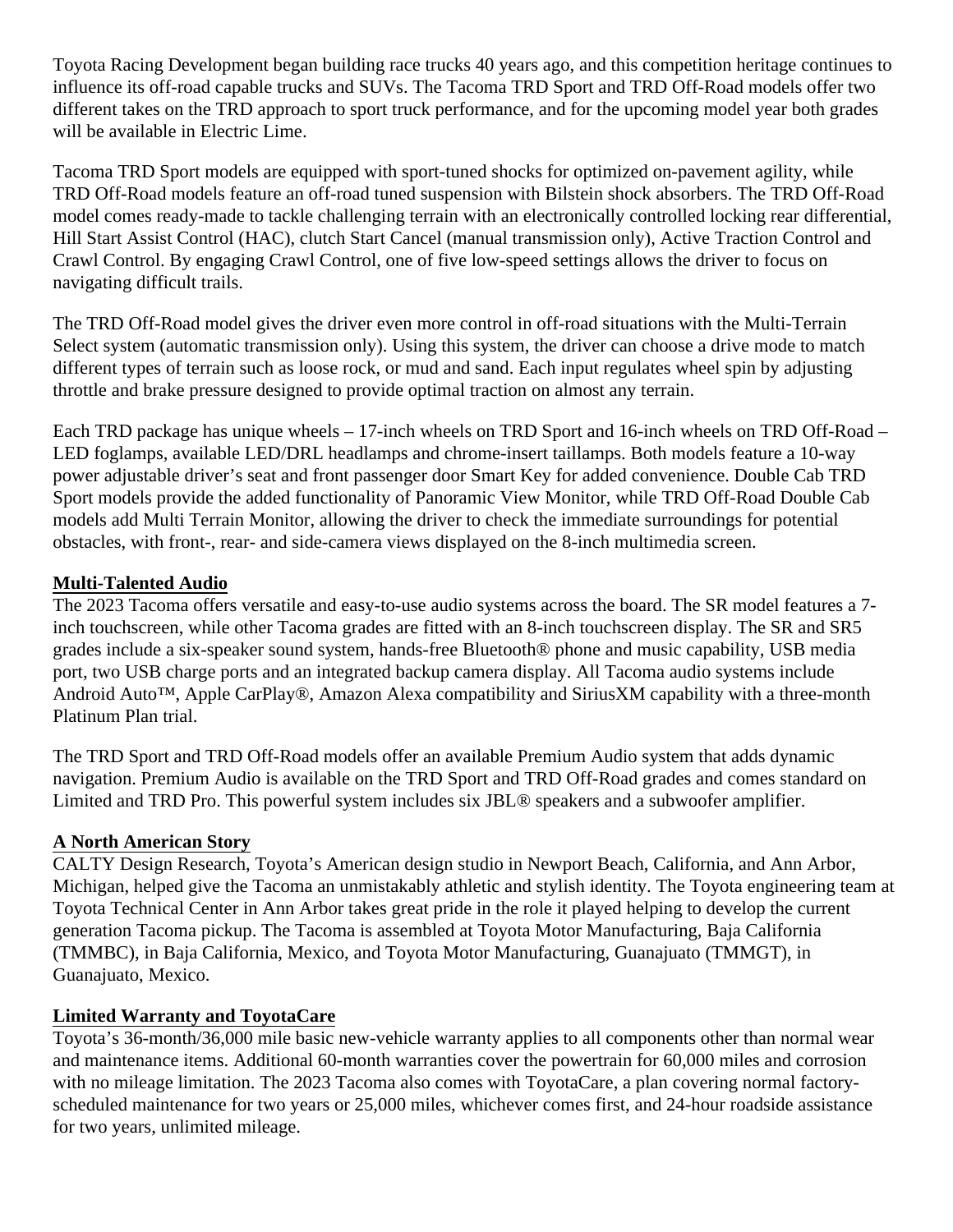Toyota Racing Development began building race trucks 40 years ago, and this competition heritage continues to influence its off-road capable trucks and SUVs. The Tacoma TRD Sport and TRD Off-Road models offer two different takes on the TRD approach to sport truck performance, and for the upcoming model year both grades will be available in Electric Lime.

Tacoma TRD Sport models are equipped with sport-tuned shocks for optimized on-pavement agility, while TRD Off-Road models feature an off-road tuned suspension with Bilstein shock absorbers. The TRD Off-Road model comes ready-made to tackle challenging terrain with an electronically controlled locking rear differential, Hill Start Assist Control (HAC), clutch Start Cancel (manual transmission only), Active Traction Control and Crawl Control. By engaging Crawl Control, one of five low-speed settings allows the driver to focus on navigating difficult trails.

The TRD Off-Road model gives the driver even more control in off-road situations with the Multi-Terrain Select system (automatic transmission only). Using this system, the driver can choose a drive mode to match different types of terrain such as loose rock, or mud and sand. Each input regulates wheel spin by adjusting throttle and brake pressure designed to provide optimal traction on almost any terrain.

Each TRD package has unique wheels – 17-inch wheels on TRD Sport and 16-inch wheels on TRD Off-Road – LED foglamps, available LED/DRL headlamps and chrome-insert taillamps. Both models feature a 10-way power adjustable driver's seat and front passenger door Smart Key for added convenience. Double Cab TRD Sport models provide the added functionality of Panoramic View Monitor, while TRD Off-Road Double Cab models add Multi Terrain Monitor, allowing the driver to check the immediate surroundings for potential obstacles, with front-, rear- and side-camera views displayed on the 8-inch multimedia screen.

## Multi-Talented Audio

The 2023 Tacoma offers versatile and easy-to-use audio systems across the board. The SR model features a 7-inch touchscreen, while other Tacoma grades are fitted with an 8-inch touchscreen display. The SR and SR5 grades include a six-speaker sound system, hands-free Bluetooth® phone and music capability, USB media port, two USB charge ports and an integrated backup camera display. All Tacoma audio systems include Android Auto™, Apple CarPlay®, Amazon Alexa compatibility and SiriusXM capability with a three-month Platinum Plan trial.

The TRD Sport and TRD Off-Road models offer an available Premium Audio system that adds dynamic navigation. Premium Audio is available on the TRD Sport and TRD Off-Road grades and comes standard on Limited and TRD Pro. This powerful system includes six JBL® speakers and a subwoofer amplifier.

## A North American Story

CALTY Design Research, Toyota's American design studio in Newport Beach, California, and Ann Arbor, Michigan, helped give the Tacoma an unmistakably athletic and stylish identity. The Toyota engineering team at Toyota Technical Center in Ann Arbor takes great pride in the role it played helping to develop the current generation Tacoma pickup. The Tacoma is assembled at Toyota Motor Manufacturing, Baja California (TMMBC), in Baja California, Mexico, and Toyota Motor Manufacturing, Guanajuato (TMMGT), in Guanajuato, Mexico.

## Limited Warranty and ToyotaCare

Toyota's 36-month/36,000 mile basic new-vehicle warranty applies to all components other than normal wear and maintenance items. Additional 60-month warranties cover the powertrain for 60,000 miles and corrosion with no mileage limitation. The 2023 Tacoma also comes with ToyotaCare, a plan covering normal factory-scheduled maintenance for two years or 25,000 miles, whichever comes first, and 24-hour roadside assistance for two years, unlimited mileage.